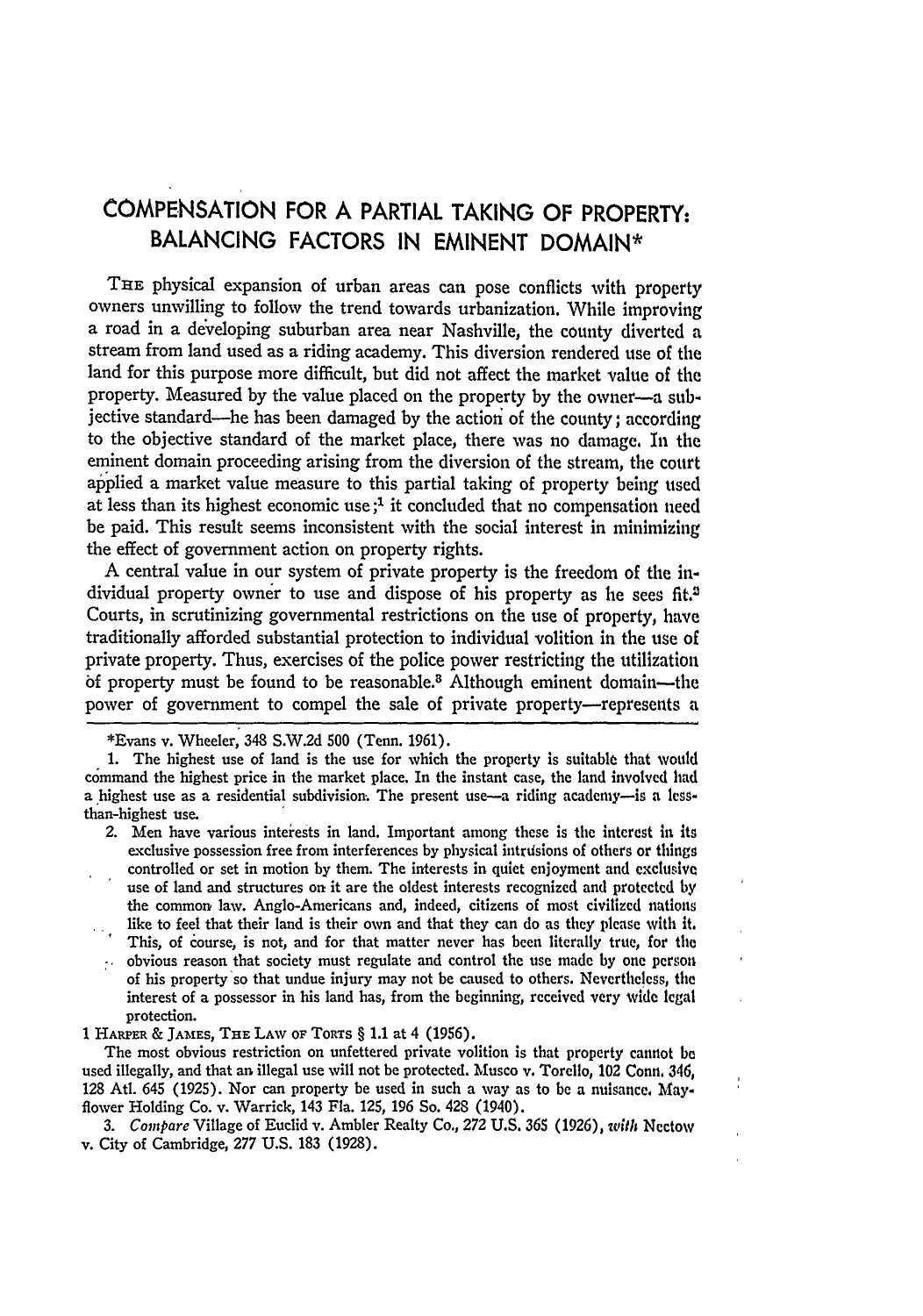# COMPENSATION FOR A PARTIAL TAKING OF PROPERTY: BALANCING FACTORS IN EMINENT DOMAIN*

THE physical expansion of urban areas can pose conflicts with property owners unwilling to follow the trend towards urbanization. While improving a road in a developing suburban area near Nashville, the county diverted a stream from land used as a riding academy. This diversion rendered use of the land for this purpose more difficult, but did not affect the market value of the property. Measured by the value placed on the property by the owner—a subjective standard—he has been damaged by the action of the county; according to the objective standard of the market place, there was no damage. In the eminent domain proceeding arising from the diversion of the stream, the court applied a market value measure to this partial taking of property being used at less than its highest economic use;[1] it concluded that no compensation need be paid. This result seems inconsistent with the social interest in minimizing the effect of government action on property rights.

A central value in our system of private property is the freedom of the individual property owner to use and dispose of his property as he sees fit.[2] Courts, in scrutinizing governmental restrictions on the use of property, have traditionally afforded substantial protection to individual volition in the use of private property. Thus, exercises of the police power restricting the utilization of property must be found to be reasonable.[3] Although eminent domain—the power of government to compel the sale of private property—represents a

---

*Evans v. Wheeler, 348 S.W.2d 500 (Tenn. 1961).

1. The highest use of land is the use for which the property is suitable that would command the highest price in the market place. In the instant case, the land involved had a highest use as a residential subdivision. The present use—a riding academy—is a less-than-highest use.

2. Men have various interests in land. Important among these is the interest in its exclusive possession free from interferences by physical intrusions of others or things controlled or set in motion by them. The interests in quiet enjoyment and exclusive use of land and structures on it are the oldest interests recognized and protected by the common law. Anglo-Americans and, indeed, citizens of most civilized nations like to feel that their land is their own and that they can do as they please with it. This, of course, is not, and for that matter never has been literally true, for the obvious reason that society must regulate and control the use made by one person of his property so that undue injury may not be caused to others. Nevertheless, the interest of a possessor in his land has, from the beginning, received very wide legal protection.

1 HARPER & JAMES, THE LAW OF TORTS § 1.1 at 4 (1956).

The most obvious restriction on unfettered private volition is that property cannot be used illegally, and that an illegal use will not be protected. Musco v. Torello, 102 Conn. 346, 128 Atl. 645 (1925). Nor can property be used in such a way as to be a nuisance. Mayflower Holding Co. v. Warrick, 143 Fla. 125, 196 So. 428 (1940).

3. *Compare* Village of Euclid v. Ambler Realty Co., 272 U.S. 365 (1926), *with* Nectow v. City of Cambridge, 277 U.S. 183 (1928).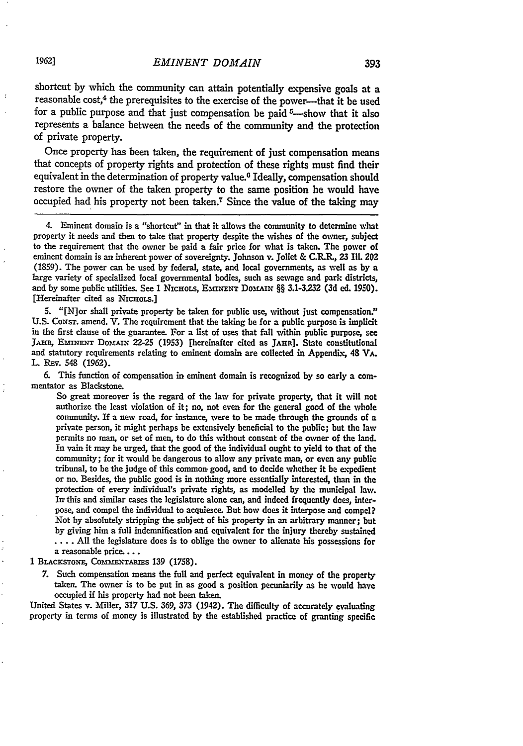shortcut by which the community can attain potentially expensive goals at a reasonable cost,[4] the prerequisites to the exercise of the power—that it be used for a public purpose and that just compensation be paid [5]—show that it also represents a balance between the needs of the community and the protection of private property.

Once property has been taken, the requirement of just compensation means that concepts of property rights and protection of these rights must find their equivalent in the determination of property value.[6] Ideally, compensation should restore the owner of the taken property to the same position he would have occupied had his property not been taken.[7] Since the value of the taking may

4. Eminent domain is a "shortcut" in that it allows the community to determine what property it needs and then to take that property despite the wishes of the owner, subject to the requirement that the owner be paid a fair price for what is taken. The power of eminent domain is an inherent power of sovereignty. Johnson v. Joliet & C.R.R., 23 Ill. 202 (1859). The power can be used by federal, state, and local governments, as well as by a large variety of specialized local governmental bodies, such as sewage and park districts, and by some public utilities. See 1 NICHOLS, EMINENT DOMAIN §§ 3.1-3.232 (3d ed. 1950). [Hereinafter cited as NICHOLS.]

5. "[N]or shall private property be taken for public use, without just compensation." U.S. CONST. amend. V. The requirement that the taking be for a public purpose is implicit in the first clause of the guarantee. For a list of uses that fall within public purpose, see JAHR, EMINENT DOMAIN 22-25 (1953) [hereinafter cited as JAHR]. State constitutional and statutory requirements relating to eminent domain are collected in Appendix, 48 VA. L. REV. 548 (1962).

6. This function of compensation in eminent domain is recognized by so early a commentator as Blackstone.

> So great moreover is the regard of the law for private property, that it will not authorize the least violation of it; no, not even for the general good of the whole community. If a new road, for instance, were to be made through the grounds of a private person, it might perhaps be extensively beneficial to the public; but the law permits no man, or set of men, to do this without consent of the owner of the land. In vain it may be urged, that the good of the individual ought to yield to that of the community; for it would be dangerous to allow any private man, or even any public tribunal, to be the judge of this common good, and to decide whether it be expedient or no. Besides, the public good is in nothing more essentially interested, than in the protection of every individual's private rights, as modelled by the municipal law. In this and similar cases the legislature alone can, and indeed frequently does, interpose, and compel the individual to acquiesce. But how does it interpose and compel? Not by absolutely stripping the subject of his property in an arbitrary manner; but by giving him a full indemnification and equivalent for the injury thereby sustained . . . . All the legislature does is to oblige the owner to alienate his possessions for a reasonable price. . . .

1 BLACKSTONE, COMMENTARIES 139 (1758).

7. Such compensation means the full and perfect equivalent in money of the property taken. The owner is to be put in as good a position pecuniarily as he would have occupied if his property had not been taken.

United States v. Miller, 317 U.S. 369, 373 (1942). The difficulty of accurately evaluating property in terms of money is illustrated by the established practice of granting specific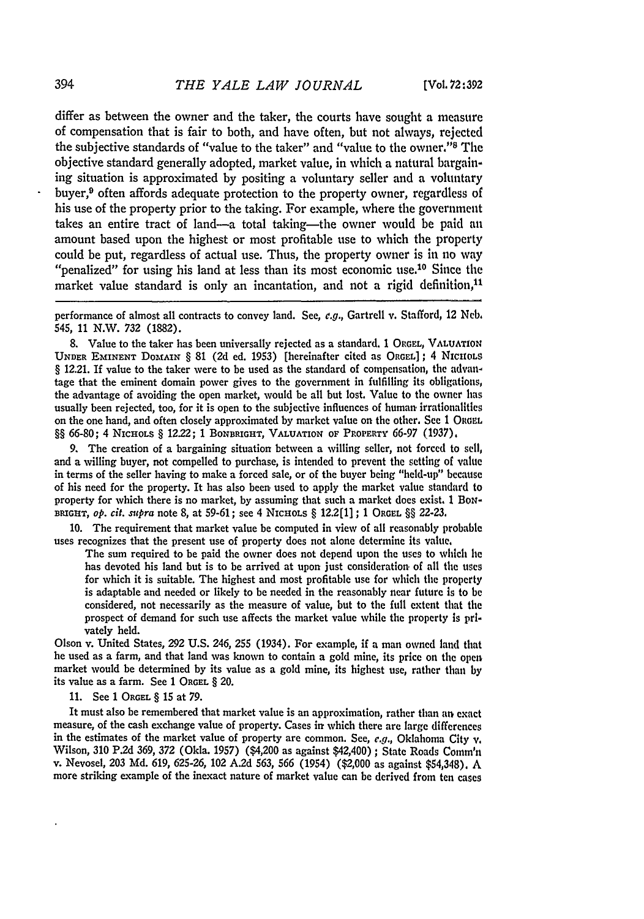differ as between the owner and the taker, the courts have sought a measure of compensation that is fair to both, and have often, but not always, rejected the subjective standards of "value to the taker" and "value to the owner."[8] The objective standard generally adopted, market value, in which a natural bargaining situation is approximated by positing a voluntary seller and a voluntary buyer,[9] often affords adequate protection to the property owner, regardless of his use of the property prior to the taking. For example, where the government takes an entire tract of land—a total taking—the owner would be paid an amount based upon the highest or most profitable use to which the property could be put, regardless of actual use. Thus, the property owner is in no way "penalized" for using his land at less than its most economic use.[10] Since the market value standard is only an incantation, and not a rigid definition,[11]

---

performance of almost all contracts to convey land. See, *e.g.*, Gartrell v. Stafford, 12 Neb. 545, 11 N.W. 732 (1882).

8. Value to the taker has been universally rejected as a standard. 1 ORGEL, VALUATION UNDER EMINENT DOMAIN § 81 (2d ed. 1953) [hereinafter cited as ORGEL]; 4 NICHOLS § 12.21. If value to the taker were to be used as the standard of compensation, the advantage that the eminent domain power gives to the government in fulfilling its obligations, the advantage of avoiding the open market, would be all but lost. Value to the owner has usually been rejected, too, for it is open to the subjective influences of human irrationalities on the one hand, and often closely approximated by market value on the other. See 1 ORGEL §§ 66-80; 4 NICHOLS § 12.22; 1 BONBRIGHT, VALUATION OF PROPERTY 66-97 (1937).

9. The creation of a bargaining situation between a willing seller, not forced to sell, and a willing buyer, not compelled to purchase, is intended to prevent the setting of value in terms of the seller having to make a forced sale, or of the buyer being "held-up" because of his need for the property. It has also been used to apply the market value standard to property for which there is no market, by assuming that such a market does exist. 1 BONBRIGHT, *op. cit. supra* note 8, at 59-61; see 4 NICHOLS § 12.2[1]; 1 ORGEL §§ 22-23.

10. The requirement that market value be computed in view of all reasonably probable uses recognizes that the present use of property does not alone determine its value.

> The sum required to be paid the owner does not depend upon the uses to which he has devoted his land but is to be arrived at upon just consideration of all the uses for which it is suitable. The highest and most profitable use for which the property is adaptable and needed or likely to be needed in the reasonably near future is to be considered, not necessarily as the measure of value, but to the full extent that the prospect of demand for such use affects the market value while the property is privately held.

Olson v. United States, 292 U.S. 246, 255 (1934). For example, if a man owned land that he used as a farm, and that land was known to contain a gold mine, its price on the open market would be determined by its value as a gold mine, its highest use, rather than by its value as a farm. See 1 ORGEL § 20.

11. See 1 ORGEL § 15 at 79.

It must also be remembered that market value is an approximation, rather than an exact measure, of the cash exchange value of property. Cases in which there are large differences in the estimates of the market value of property are common. See, *e.g.*, Oklahoma City v. Wilson, 310 P.2d 369, 372 (Okla. 1957) ($4,200 as against $42,400); State Roads Comm'n v. Nevosel, 203 Md. 619, 625-26, 102 A.2d 563, 566 (1954) ($2,000 as against $54,348). A more striking example of the inexact nature of market value can be derived from ten cases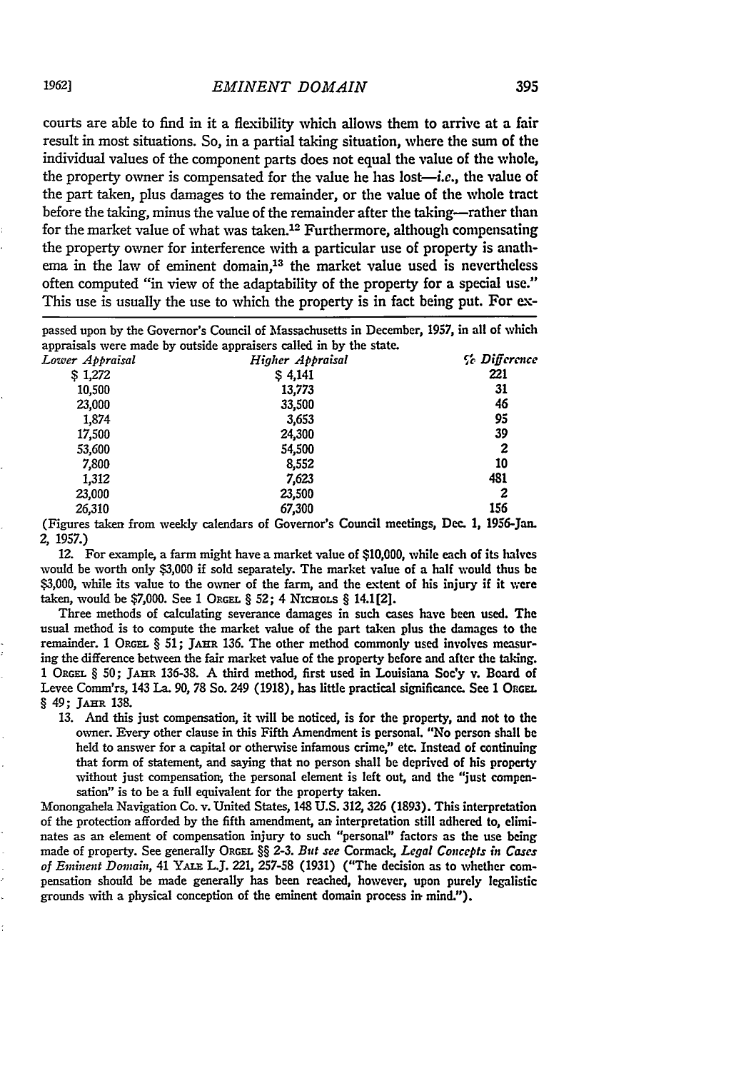courts are able to find in it a flexibility which allows them to arrive at a fair result in most situations. So, in a partial taking situation, where the sum of the individual values of the component parts does not equal the value of the whole, the property owner is compensated for the value he has lost—*i.e.*, the value of the part taken, plus damages to the remainder, or the value of the whole tract before the taking, minus the value of the remainder after the taking—rather than for the market value of what was taken.[12] Furthermore, although compensating the property owner for interference with a particular use of property is anathema in the law of eminent domain,[13] the market value used is nevertheless often computed "in view of the adaptability of the property for a special use." This use is usually the use to which the property is in fact being put. For ex-

---

passed upon by the Governor's Council of Massachusetts in December, 1957, in all of which appraisals were made by outside appraisers called in by the state.

| *Lower Appraisal* | *Higher Appraisal* | *% Difference* |
|---|---|---|
| $ 1,272 | $ 4,141 | 221 |
| 10,500 | 13,773 | 31 |
| 23,000 | 33,500 | 46 |
| 1,874 | 3,653 | 95 |
| 17,500 | 24,300 | 39 |
| 53,600 | 54,500 | 2 |
| 7,800 | 8,552 | 10 |
| 1,312 | 7,623 | 481 |
| 23,000 | 23,500 | 2 |
| 26,310 | 67,300 | 156 |

(Figures taken from weekly calendars of Governor's Council meetings, Dec. 1, 1956-Jan. 2, 1957.)

12. For example, a farm might have a market value of $10,000, while each of its halves would be worth only $3,000 if sold separately. The market value of a half would thus be $3,000, while its value to the owner of the farm, and the extent of his injury if it were taken, would be $7,000. See 1 ORGEL § 52; 4 NICHOLS § 14.1[2].

Three methods of calculating severance damages in such cases have been used. The usual method is to compute the market value of the part taken plus the damages to the remainder. 1 ORGEL § 51; JAHR 136. The other method commonly used involves measuring the difference between the fair market value of the property before and after the taking. 1 ORGEL § 50; JAHR 136-38. A third method, first used in Louisiana Soc'y v. Board of Levee Comm'rs, 143 La. 90, 78 So. 249 (1918), has little practical significance. See 1 ORGEL § 49; JAHR 138.

13. And this just compensation, it will be noticed, is for the property, and not to the owner. Every other clause in this Fifth Amendment is personal. "No person shall be held to answer for a capital or otherwise infamous crime," etc. Instead of continuing that form of statement, and saying that no person shall be deprived of his property without just compensation, the personal element is left out, and the "just compensation" is to be a full equivalent for the property taken.

Monongahela Navigation Co. v. United States, 148 U.S. 312, 326 (1893). This interpretation of the protection afforded by the fifth amendment, an interpretation still adhered to, eliminates as an element of compensation injury to such "personal" factors as the use being made of property. See generally ORGEL §§ 2-3. *But see* Cormack, *Legal Concepts in Cases of Eminent Domain*, 41 YALE L.J. 221, 257-58 (1931) ("The decision as to whether compensation should be made generally has been reached, however, upon purely legalistic grounds with a physical conception of the eminent domain process in mind.").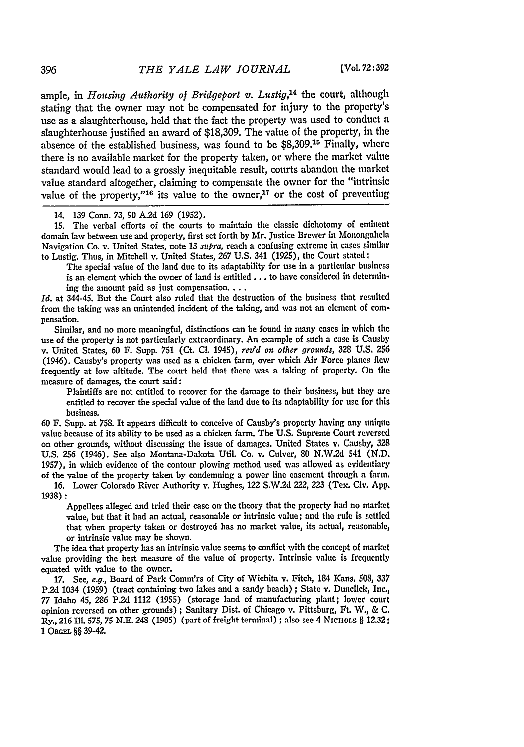ample, in *Housing Authority of Bridgeport v. Lustig*,[14] the court, although stating that the owner may not be compensated for injury to the property's use as a slaughterhouse, held that the fact the property was used to conduct a slaughterhouse justified an award of $18,309. The value of the property, in the absence of the established business, was found to be $8,309.[15] Finally, where there is no available market for the property taken, or where the market value standard would lead to a grossly inequitable result, courts abandon the market value standard altogether, claiming to compensate the owner for the "intrinsic value of the property,"[16] its value to the owner,[17] or the cost of preventing

14. 139 Conn. 73, 90 A.2d 169 (1952).

15. The verbal efforts of the courts to maintain the classic dichotomy of eminent domain law between use and property, first set forth by Mr. Justice Brewer in Monongahela Navigation Co. v. United States, note 13 *supra*, reach a confusing extreme in cases similar to Lustig. Thus, in Mitchell v. United States, 267 U.S. 341 (1925), the Court stated:

> The special value of the land due to its adaptability for use in a particular business is an element which the owner of land is entitled . . . to have considered in determining the amount paid as just compensation. . . .

*Id.* at 344-45. But the Court also ruled that the destruction of the business that resulted from the taking was an unintended incident of the taking, and was not an element of compensation.

Similar, and no more meaningful, distinctions can be found in many cases in which the use of the property is not particularly extraordinary. An example of such a case is Causby v. United States, 60 F. Supp. 751 (Ct. Cl. 1945), *rev'd on other grounds*, 328 U.S. 256 (1946). Causby's property was used as a chicken farm, over which Air Force planes flew frequently at low altitude. The court held that there was a taking of property. On the measure of damages, the court said:

> Plaintiffs are not entitled to recover for the damage to their business, but they are entitled to recover the special value of the land due to its adaptability for use for this business.

60 F. Supp. at 758. It appears difficult to conceive of Causby's property having any unique value because of its ability to be used as a chicken farm. The U.S. Supreme Court reversed on other grounds, without discussing the issue of damages. United States v. Causby, 328 U.S. 256 (1946). See also Montana-Dakota Util. Co. v. Culver, 80 N.W.2d 541 (N.D. 1957), in which evidence of the contour plowing method used was allowed as evidentiary of the value of the property taken by condemning a power line easement through a farm.

16. Lower Colorado River Authority v. Hughes, 122 S.W.2d 222, 223 (Tex. Civ. App. 1938):

> Appellees alleged and tried their case on the theory that the property had no market value, but that it had an actual, reasonable or intrinsic value; and the rule is settled that when property taken or destroyed has no market value, its actual, reasonable, or intrinsic value may be shown.

The idea that property has an intrinsic value seems to conflict with the concept of market value providing the best measure of the value of property. Intrinsic value is frequently equated with value to the owner.

17. See, *e.g.*, Board of Park Comm'rs of City of Wichita v. Fitch, 184 Kans. 508, 337 P.2d 1034 (1959) (tract containing two lakes and a sandy beach); State v. Dunclick, Inc., 77 Idaho 45, 286 P.2d 1112 (1955) (storage land of manufacturing plant; lower court opinion reversed on other grounds); Sanitary Dist. of Chicago v. Pittsburg, Ft. W., & C. Ry., 216 Ill. 575, 75 N.E. 248 (1905) (part of freight terminal); also see 4 NICHOLS § 12.32; 1 ORGEL §§ 39-42.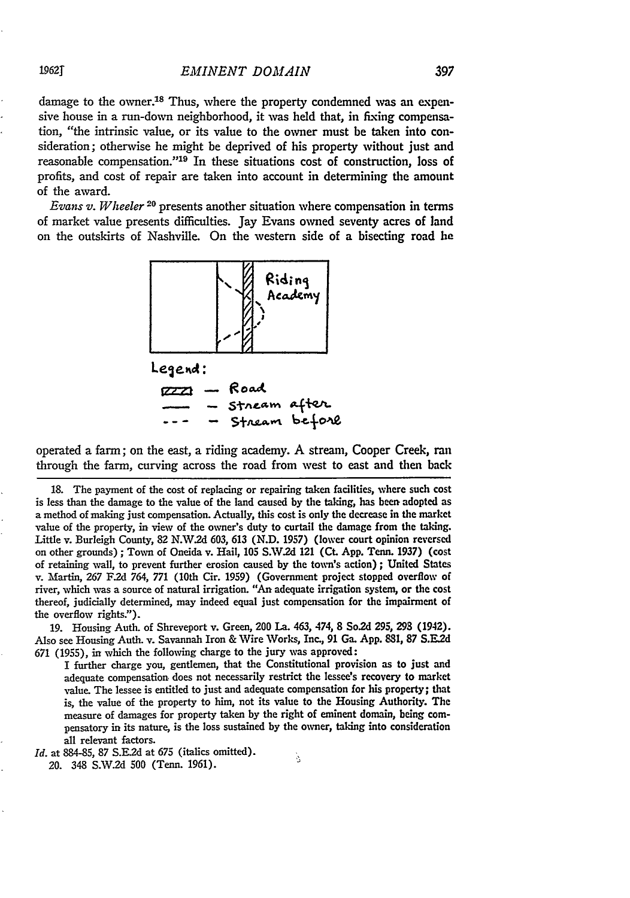damage to the owner.[18] Thus, where the property condemned was an expensive house in a run-down neighborhood, it was held that, in fixing compensation, "the intrinsic value, or its value to the owner must be taken into consideration; otherwise he might be deprived of his property without just and reasonable compensation."[19] In these situations cost of construction, loss of profits, and cost of repair are taken into account in determining the amount of the award.

*Evans v. Wheeler*[20] presents another situation where compensation in terms of market value presents difficulties. Jay Evans owned seventy acres of land on the outskirts of Nashville. On the western side of a bisecting road he operated a farm; on the east, a riding academy. A stream, Cooper Creek, ran through the farm, curving across the road from west to east and then back

Riding Academy

Legend:
- Road
- Stream after
- Stream before

---

18. The payment of the cost of replacing or repairing taken facilities, where such cost is less than the damage to the value of the land caused by the taking, has been adopted as a method of making just compensation. Actually, this cost is only the decrease in the market value of the property, in view of the owner's duty to curtail the damage from the taking. Little v. Burleigh County, 82 N.W.2d 603, 613 (N.D. 1957) (lower court opinion reversed on other grounds); Town of Oneida v. Hail, 105 S.W.2d 121 (Ct. App. Tenn. 1937) (cost of retaining wall, to prevent further erosion caused by the town's action); United States v. Martin, 267 F.2d 764, 771 (10th Cir. 1959) (Government project stopped overflow of river, which was a source of natural irrigation. "An adequate irrigation system, or the cost thereof, judicially determined, may indeed equal just compensation for the impairment of the overflow rights.").

19. Housing Auth. of Shreveport v. Green, 200 La. 463, 474, 8 So.2d 295, 298 (1942). Also see Housing Auth. v. Savannah Iron & Wire Works, Inc., 91 Ga. App. 881, 87 S.E.2d 671 (1955), in which the following charge to the jury was approved:

> I further charge you, gentlemen, that the Constitutional provision as to just and adequate compensation does not necessarily restrict the lessee's recovery to market value. The lessee is entitled to just and adequate compensation for his property; that is, the value of the property to him, not its value to the Housing Authority. The measure of damages for property taken by the right of eminent domain, being compensatory in its nature, is the loss sustained by the owner, taking into consideration all relevant factors.

*Id.* at 884-85, 87 S.E.2d at 675 (italics omitted).

20. 348 S.W.2d 500 (Tenn. 1961).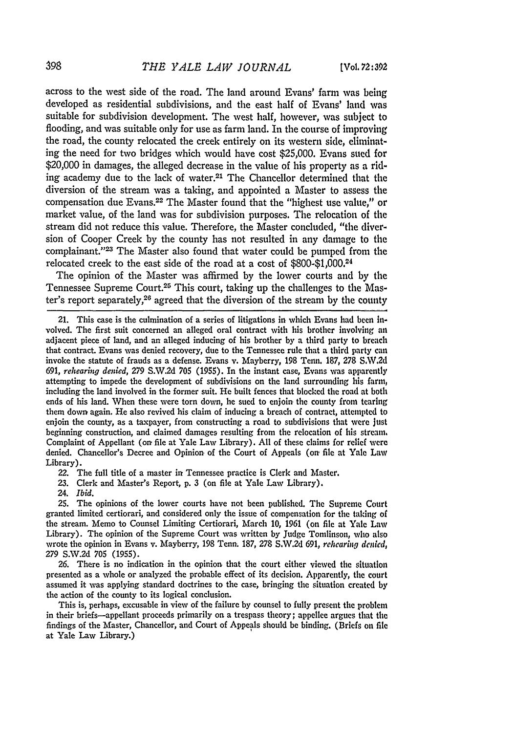across to the west side of the road. The land around Evans' farm was being developed as residential subdivisions, and the east half of Evans' land was suitable for subdivision development. The west half, however, was subject to flooding, and was suitable only for use as farm land. In the course of improving the road, the county relocated the creek entirely on its western side, eliminating the need for two bridges which would have cost $25,000. Evans sued for $20,000 in damages, the alleged decrease in the value of his property as a riding academy due to the lack of water.[21] The Chancellor determined that the diversion of the stream was a taking, and appointed a Master to assess the compensation due Evans.[22] The Master found that the "highest use value," or market value, of the land was for subdivision purposes. The relocation of the stream did not reduce this value. Therefore, the Master concluded, "the diversion of Cooper Creek by the county has not resulted in any damage to the complainant."[23] The Master also found that water could be pumped from the relocated creek to the east side of the road at a cost of $800-$1,000.[24]

The opinion of the Master was affirmed by the lower courts and by the Tennessee Supreme Court.[25] This court, taking up the challenges to the Master's report separately,[26] agreed that the diversion of the stream by the county

21. This case is the culmination of a series of litigations in which Evans had been involved. The first suit concerned an alleged oral contract with his brother involving an adjacent piece of land, and an alleged inducing of his brother by a third party to breach that contract. Evans was denied recovery, due to the Tennessee rule that a third party can invoke the statute of frauds as a defense. Evans v. Mayberry, 198 Tenn. 187, 278 S.W.2d 691, *rehearing denied*, 279 S.W.2d 705 (1955). In the instant case, Evans was apparently attempting to impede the development of subdivisions on the land surrounding his farm, including the land involved in the former suit. He built fences that blocked the road at both ends of his land. When these were torn down, he sued to enjoin the county from tearing them down again. He also revived his claim of inducing a breach of contract, attempted to enjoin the county, as a taxpayer, from constructing a road to subdivisions that were just beginning construction, and claimed damages resulting from the relocation of his stream. Complaint of Appellant (on file at Yale Law Library). All of these claims for relief were denied. Chancellor's Decree and Opinion of the Court of Appeals (on file at Yale Law Library).

22. The full title of a master in Tennessee practice is Clerk and Master.

23. Clerk and Master's Report, p. 3 (on file at Yale Law Library).

24. *Ibid.*

25. The opinions of the lower courts have not been published. The Supreme Court granted limited certiorari, and considered only the issue of compensation for the taking of the stream. Memo to Counsel Limiting Certiorari, March 10, 1961 (on file at Yale Law Library). The opinion of the Supreme Court was written by Judge Tomlinson, who also wrote the opinion in Evans v. Mayberry, 198 Tenn. 187, 278 S.W.2d 691, *rehearing denied*, 279 S.W.2d 705 (1955).

26. There is no indication in the opinion that the court either viewed the situation presented as a whole or analyzed the probable effect of its decision. Apparently, the court assumed it was applying standard doctrines to the case, bringing the situation created by the action of the county to its logical conclusion.

This is, perhaps, excusable in view of the failure by counsel to fully present the problem in their briefs—appellant proceeds primarily on a trespass theory; appellee argues that the findings of the Master, Chancellor, and Court of Appeals should be binding. (Briefs on file at Yale Law Library.)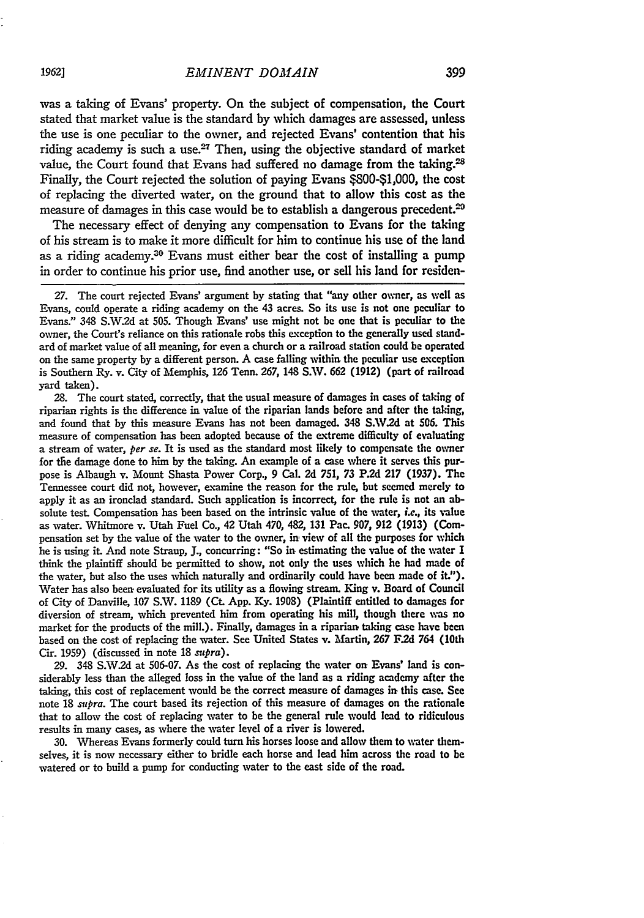was a taking of Evans' property. On the subject of compensation, the Court stated that market value is the standard by which damages are assessed, unless the use is one peculiar to the owner, and rejected Evans' contention that his riding academy is such a use.[27] Then, using the objective standard of market value, the Court found that Evans had suffered no damage from the taking.[28] Finally, the Court rejected the solution of paying Evans $800-$1,000, the cost of replacing the diverted water, on the ground that to allow this cost as the measure of damages in this case would be to establish a dangerous precedent.[29]

The necessary effect of denying any compensation to Evans for the taking of his stream is to make it more difficult for him to continue his use of the land as a riding academy.[30] Evans must either bear the cost of installing a pump in order to continue his prior use, find another use, or sell his land for residen-

---

27. The court rejected Evans' argument by stating that "any other owner, as well as Evans, could operate a riding academy on the 43 acres. So its use is not one peculiar to Evans." 348 S.W.2d at 505. Though Evans' use might not be one that is peculiar to the owner, the Court's reliance on this rationale robs this exception to the generally used standard of market value of all meaning, for even a church or a railroad station could be operated on the same property by a different person. A case falling within the peculiar use exception is Southern Ry. v. City of Memphis, 126 Tenn. 267, 148 S.W. 662 (1912) (part of railroad yard taken).

28. The court stated, correctly, that the usual measure of damages in cases of taking of riparian rights is the difference in value of the riparian lands before and after the taking, and found that by this measure Evans has not been damaged. 348 S.W.2d at 506. This measure of compensation has been adopted because of the extreme difficulty of evaluating a stream of water, *per se*. It is used as the standard most likely to compensate the owner for the damage done to him by the taking. An example of a case where it serves this purpose is Albaugh v. Mount Shasta Power Corp., 9 Cal. 2d 751, 73 P.2d 217 (1937). The Tennessee court did not, however, examine the reason for the rule, but seemed merely to apply it as an ironclad standard. Such application is incorrect, for the rule is not an absolute test. Compensation has been based on the intrinsic value of the water, *i.e.*, its value as water. Whitmore v. Utah Fuel Co., 42 Utah 470, 482, 131 Pac. 907, 912 (1913) (Compensation set by the value of the water to the owner, in view of all the purposes for which he is using it. And note Straup, J., concurring: "So in estimating the value of the water I think the plaintiff should be permitted to show, not only the uses which he had made of the water, but also the uses which naturally and ordinarily could have been made of it."). Water has also been evaluated for its utility as a flowing stream. King v. Board of Council of City of Danville, 107 S.W. 1189 (Ct. App. Ky. 1908) (Plaintiff entitled to damages for diversion of stream, which prevented him from operating his mill, though there was no market for the products of the mill.). Finally, damages in a riparian taking case have been based on the cost of replacing the water. See United States v. Martin, 267 F.2d 764 (10th Cir. 1959) (discussed in note 18 *supra*).

29. 348 S.W.2d at 506-07. As the cost of replacing the water on Evans' land is considerably less than the alleged loss in the value of the land as a riding academy after the taking, this cost of replacement would be the correct measure of damages in this case. See note 18 *supra*. The court based its rejection of this measure of damages on the rationale that to allow the cost of replacing water to be the general rule would lead to ridiculous results in many cases, as where the water level of a river is lowered.

30. Whereas Evans formerly could turn his horses loose and allow them to water themselves, it is now necessary either to bridle each horse and lead him across the road to be watered or to build a pump for conducting water to the east side of the road.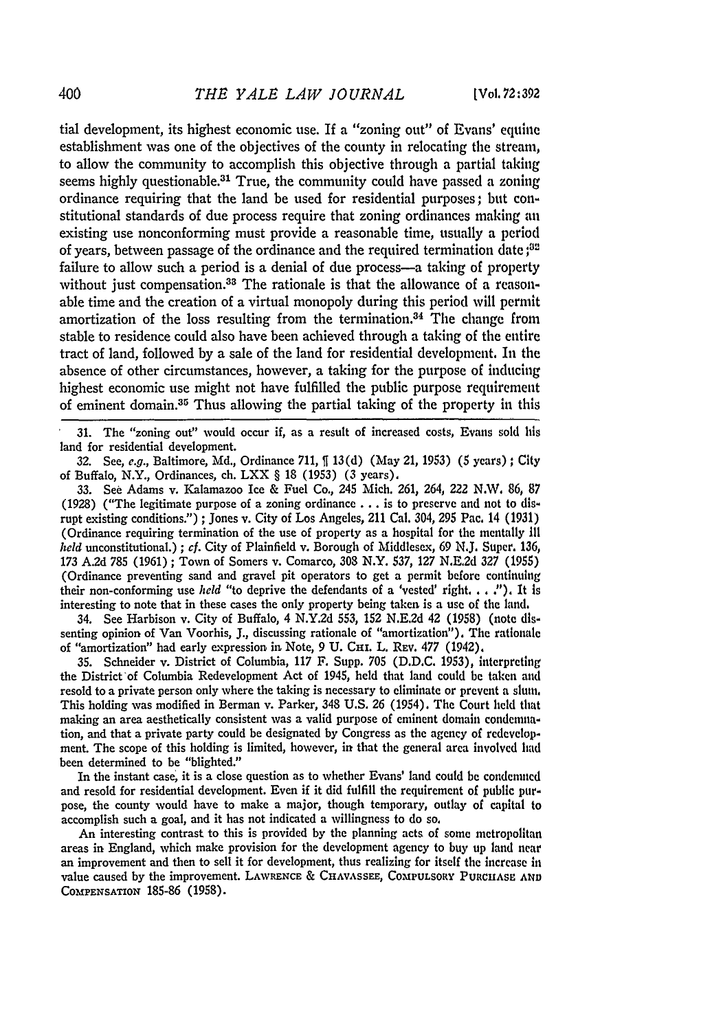tial development, its highest economic use. If a "zoning out" of Evans' equine establishment was one of the objectives of the county in relocating the stream, to allow the community to accomplish this objective through a partial taking seems highly questionable.[31] True, the community could have passed a zoning ordinance requiring that the land be used for residential purposes; but constitutional standards of due process require that zoning ordinances making an existing use nonconforming must provide a reasonable time, usually a period of years, between passage of the ordinance and the required termination date;[32] failure to allow such a period is a denial of due process—a taking of property without just compensation.[33] The rationale is that the allowance of a reasonable time and the creation of a virtual monopoly during this period will permit amortization of the loss resulting from the termination.[34] The change from stable to residence could also have been achieved through a taking of the entire tract of land, followed by a sale of the land for residential development. In the absence of other circumstances, however, a taking for the purpose of inducing highest economic use might not have fulfilled the public purpose requirement of eminent domain.[35] Thus allowing the partial taking of the property in this

31. The "zoning out" would occur if, as a result of increased costs, Evans sold his land for residential development.

32. See, *e.g.*, Baltimore, Md., Ordinance 711, ¶ 13(d) (May 21, 1953) (5 years); City of Buffalo, N.Y., Ordinances, ch. LXX § 18 (1953) (3 years).

33. See Adams v. Kalamazoo Ice & Fuel Co., 245 Mich. 261, 264, 222 N.W. 86, 87 (1928) ("The legitimate purpose of a zoning ordinance . . . is to preserve and not to disrupt existing conditions."); Jones v. City of Los Angeles, 211 Cal. 304, 295 Pac. 14 (1931) (Ordinance requiring termination of the use of property as a hospital for the mentally ill *held* unconstitutional.); *cf.* City of Plainfield v. Borough of Middlesex, 69 N.J. Super. 136, 173 A.2d 785 (1961); Town of Somers v. Comarco, 308 N.Y. 537, 127 N.E.2d 327 (1955) (Ordinance preventing sand and gravel pit operators to get a permit before continuing their non-conforming use *held* "to deprive the defendants of a 'vested' right. . . ."). It is interesting to note that in these cases the only property being taken is a use of the land.

34. See Harbison v. City of Buffalo, 4 N.Y.2d 553, 152 N.E.2d 42 (1958) (note dissenting opinion of Van Voorhis, J., discussing rationale of "amortization"). The rationale of "amortization" had early expression in Note, 9 U. Chi. L. Rev. 477 (1942).

35. Schneider v. District of Columbia, 117 F. Supp. 705 (D.D.C. 1953), interpreting the District of Columbia Redevelopment Act of 1945, held that land could be taken and resold to a private person only where the taking is necessary to eliminate or prevent a slum. This holding was modified in Berman v. Parker, 348 U.S. 26 (1954). The Court held that making an area aesthetically consistent was a valid purpose of eminent domain condemnation, and that a private party could be designated by Congress as the agency of redevelopment. The scope of this holding is limited, however, in that the general area involved had been determined to be "blighted."

In the instant case, it is a close question as to whether Evans' land could be condemned and resold for residential development. Even if it did fulfill the requirement of public purpose, the county would have to make a major, though temporary, outlay of capital to accomplish such a goal, and it has not indicated a willingness to do so.

An interesting contrast to this is provided by the planning acts of some metropolitan areas in England, which make provision for the development agency to buy up land near an improvement and then to sell it for development, thus realizing for itself the increase in value caused by the improvement. Lawrence & Chavassee, Compulsory Purchase and Compensation 185-86 (1958).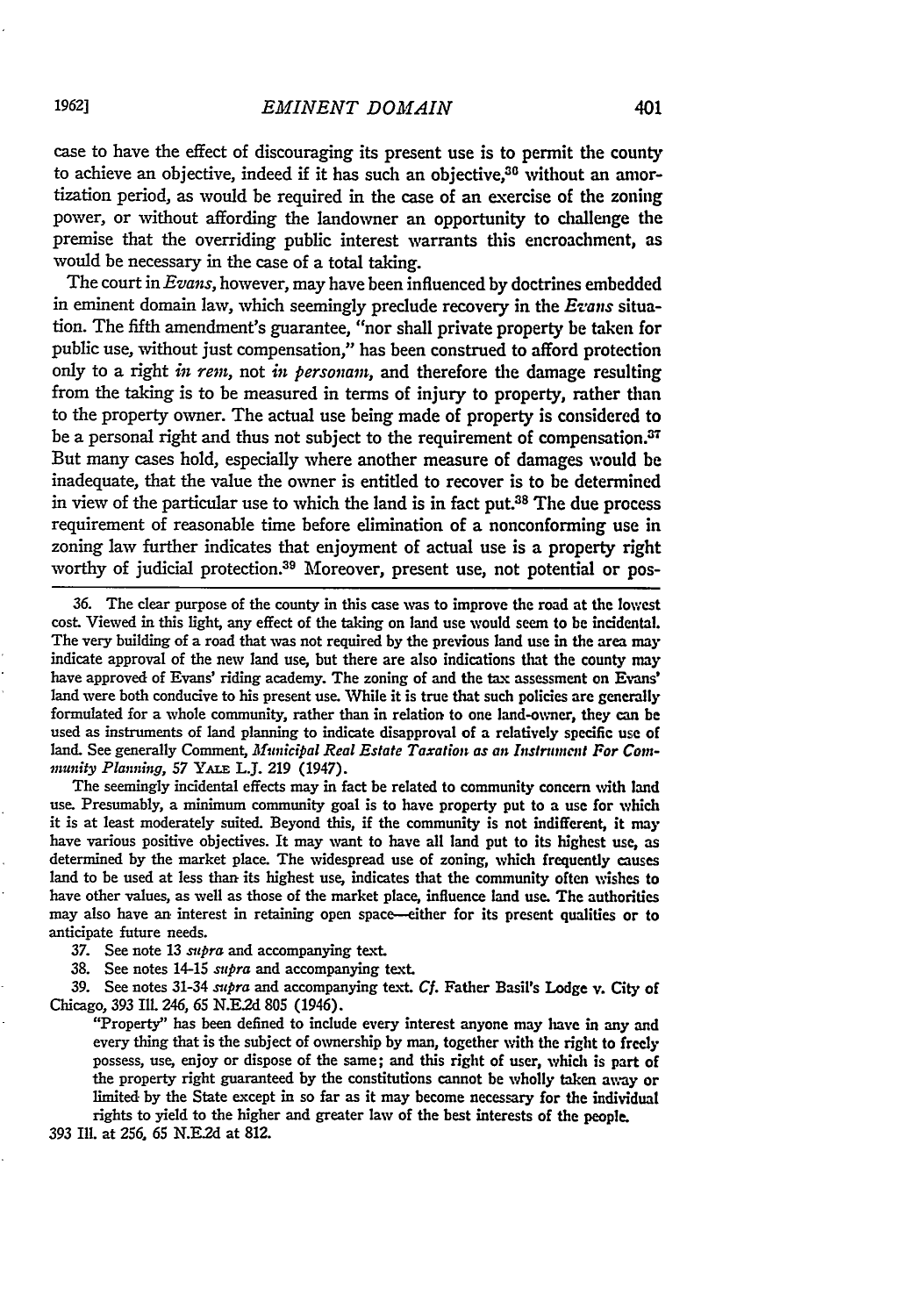case to have the effect of discouraging its present use is to permit the county to achieve an objective, indeed if it has such an objective,[36] without an amortization period, as would be required in the case of an exercise of the zoning power, or without affording the landowner an opportunity to challenge the premise that the overriding public interest warrants this encroachment, as would be necessary in the case of a total taking.

The court in *Evans*, however, may have been influenced by doctrines embedded in eminent domain law, which seemingly preclude recovery in the *Evans* situation. The fifth amendment's guarantee, "nor shall private property be taken for public use, without just compensation," has been construed to afford protection only to a right *in rem*, not *in personam*, and therefore the damage resulting from the taking is to be measured in terms of injury to property, rather than to the property owner. The actual use being made of property is considered to be a personal right and thus not subject to the requirement of compensation.[37] But many cases hold, especially where another measure of damages would be inadequate, that the value the owner is entitled to recover is to be determined in view of the particular use to which the land is in fact put.[38] The due process requirement of reasonable time before elimination of a nonconforming use in zoning law further indicates that enjoyment of actual use is a property right worthy of judicial protection.[39] Moreover, present use, not potential or pos-

---

36. The clear purpose of the county in this case was to improve the road at the lowest cost. Viewed in this light, any effect of the taking on land use would seem to be incidental. The very building of a road that was not required by the previous land use in the area may indicate approval of the new land use, but there are also indications that the county may have approved of Evans' riding academy. The zoning of and the tax assessment on Evans' land were both conducive to his present use. While it is true that such policies are generally formulated for a whole community, rather than in relation to one land-owner, they can be used as instruments of land planning to indicate disapproval of a relatively specific use of land. See generally Comment, *Municipal Real Estate Taxation as an Instrument For Community Planning*, 57 YALE L.J. 219 (1947).

The seemingly incidental effects may in fact be related to community concern with land use. Presumably, a minimum community goal is to have property put to a use for which it is at least moderately suited. Beyond this, if the community is not indifferent, it may have various positive objectives. It may want to have all land put to its highest use, as determined by the market place. The widespread use of zoning, which frequently causes land to be used at less than its highest use, indicates that the community often wishes to have other values, as well as those of the market place, influence land use. The authorities may also have an interest in retaining open space—either for its present qualities or to anticipate future needs.

37. See note 13 *supra* and accompanying text.

38. See notes 14-15 *supra* and accompanying text.

39. See notes 31-34 *supra* and accompanying text. *Cf.* Father Basil's Lodge v. City of Chicago, 393 Ill. 246, 65 N.E.2d 805 (1946).

> "Property" has been defined to include every interest anyone may have in any and every thing that is the subject of ownership by man, together with the right to freely possess, use, enjoy or dispose of the same; and this right of user, which is part of the property right guaranteed by the constitutions cannot be wholly taken away or limited by the State except in so far as it may become necessary for the individual rights to yield to the higher and greater law of the best interests of the people.

393 Ill. at 256, 65 N.E.2d at 812.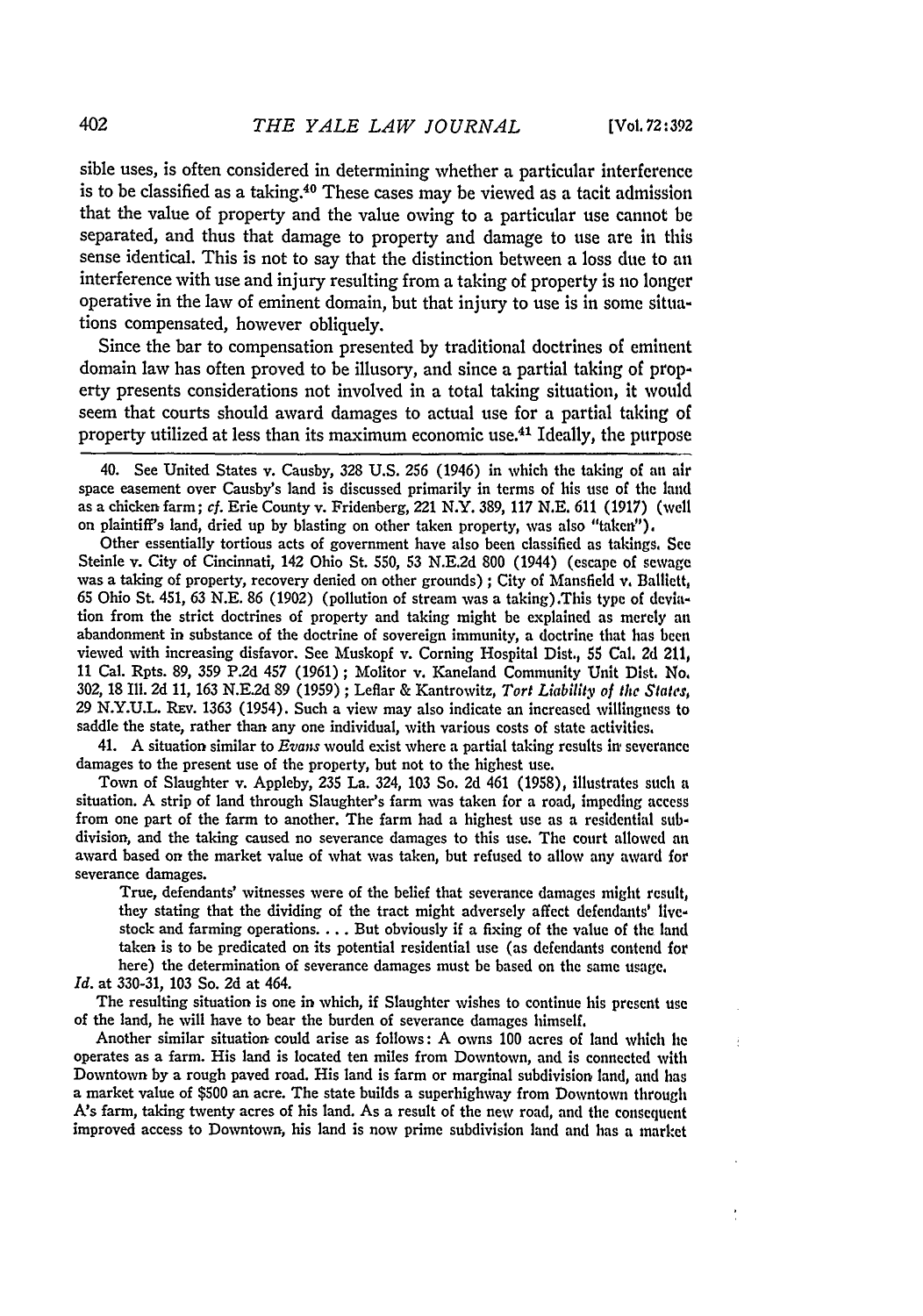sible uses, is often considered in determining whether a particular interference is to be classified as a taking.[40] These cases may be viewed as a tacit admission that the value of property and the value owing to a particular use cannot be separated, and thus that damage to property and damage to use are in this sense identical. This is not to say that the distinction between a loss due to an interference with use and injury resulting from a taking of property is no longer operative in the law of eminent domain, but that injury to use is in some situations compensated, however obliquely.

Since the bar to compensation presented by traditional doctrines of eminent domain law has often proved to be illusory, and since a partial taking of property presents considerations not involved in a total taking situation, it would seem that courts should award damages to actual use for a partial taking of property utilized at less than its maximum economic use.[41] Ideally, the purpose

40. See United States v. Causby, 328 U.S. 256 (1946) in which the taking of an air space easement over Causby's land is discussed primarily in terms of his use of the land as a chicken farm; *cf.* Erie County v. Fridenberg, 221 N.Y. 389, 117 N.E. 611 (1917) (well on plaintiff's land, dried up by blasting on other taken property, was also "taken").

Other essentially tortious acts of government have also been classified as takings. See Steinle v. City of Cincinnati, 142 Ohio St. 550, 53 N.E.2d 800 (1944) (escape of sewage was a taking of property, recovery denied on other grounds); City of Mansfield v. Balliett, 65 Ohio St. 451, 63 N.E. 86 (1902) (pollution of stream was a taking). This type of deviation from the strict doctrines of property and taking might be explained as merely an abandonment in substance of the doctrine of sovereign immunity, a doctrine that has been viewed with increasing disfavor. See Muskopf v. Corning Hospital Dist., 55 Cal. 2d 211, 11 Cal. Rpts. 89, 359 P.2d 457 (1961); Molitor v. Kaneland Community Unit Dist. No. 302, 18 Ill. 2d 11, 163 N.E.2d 89 (1959); Leflar & Kantrowitz, *Tort Liability of the States*, 29 N.Y.U.L. REV. 1363 (1954). Such a view may also indicate an increased willingness to saddle the state, rather than any one individual, with various costs of state activities.

41. A situation similar to *Evans* would exist where a partial taking results in severance damages to the present use of the property, but not to the highest use.

Town of Slaughter v. Appleby, 235 La. 324, 103 So. 2d 461 (1958), illustrates such a situation. A strip of land through Slaughter's farm was taken for a road, impeding access from one part of the farm to another. The farm had a highest use as a residential subdivision, and the taking caused no severance damages to this use. The court allowed an award based on the market value of what was taken, but refused to allow any award for severance damages.

> True, defendants' witnesses were of the belief that severance damages might result, they stating that the dividing of the tract might adversely affect defendants' livestock and farming operations. . . . But obviously if a fixing of the value of the land taken is to be predicated on its potential residential use (as defendants contend for here) the determination of severance damages must be based on the same usage.

*Id.* at 330-31, 103 So. 2d at 464.

The resulting situation is one in which, if Slaughter wishes to continue his present use of the land, he will have to bear the burden of severance damages himself.

Another similar situation could arise as follows: A owns 100 acres of land which he operates as a farm. His land is located ten miles from Downtown, and is connected with Downtown by a rough paved road. His land is farm or marginal subdivision land, and has a market value of $500 an acre. The state builds a superhighway from Downtown through A's farm, taking twenty acres of his land. As a result of the new road, and the consequent improved access to Downtown, his land is now prime subdivision land and has a market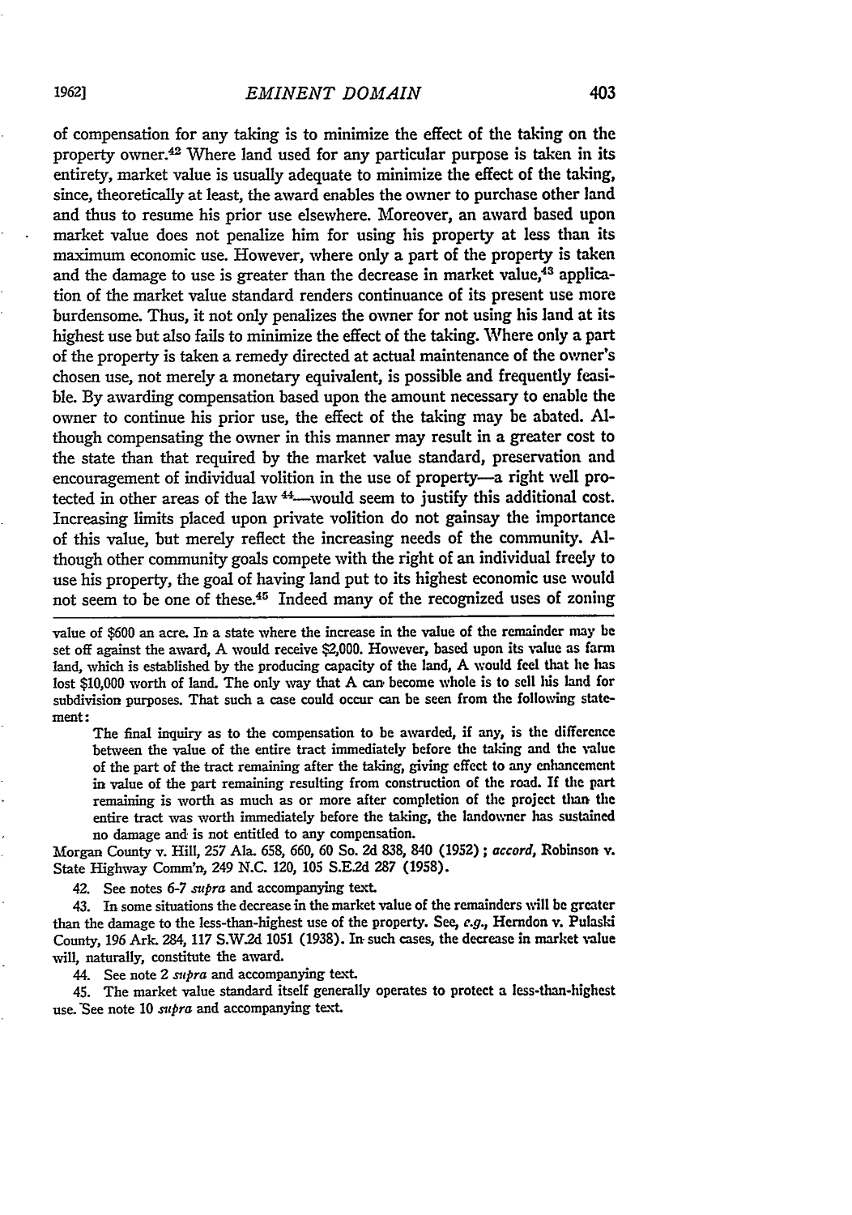of compensation for any taking is to minimize the effect of the taking on the property owner.[42] Where land used for any particular purpose is taken in its entirety, market value is usually adequate to minimize the effect of the taking, since, theoretically at least, the award enables the owner to purchase other land and thus to resume his prior use elsewhere. Moreover, an award based upon market value does not penalize him for using his property at less than its maximum economic use. However, where only a part of the property is taken and the damage to use is greater than the decrease in market value,[43] application of the market value standard renders continuance of its present use more burdensome. Thus, it not only penalizes the owner for not using his land at its highest use but also fails to minimize the effect of the taking. Where only a part of the property is taken a remedy directed at actual maintenance of the owner's chosen use, not merely a monetary equivalent, is possible and frequently feasible. By awarding compensation based upon the amount necessary to enable the owner to continue his prior use, the effect of the taking may be abated. Although compensating the owner in this manner may result in a greater cost to the state than that required by the market value standard, preservation and encouragement of individual volition in the use of property—a right well protected in other areas of the law [44]—would seem to justify this additional cost. Increasing limits placed upon private volition do not gainsay the importance of this value, but merely reflect the increasing needs of the community. Although other community goals compete with the right of an individual freely to use his property, the goal of having land put to its highest economic use would not seem to be one of these.[45] Indeed many of the recognized uses of zoning

---

value of $600 an acre. In a state where the increase in the value of the remainder may be set off against the award, A would receive $2,000. However, based upon its value as farm land, which is established by the producing capacity of the land, A would feel that he has lost $10,000 worth of land. The only way that A can become whole is to sell his land for subdivision purposes. That such a case could occur can be seen from the following statement:

> The final inquiry as to the compensation to be awarded, if any, is the difference between the value of the entire tract immediately before the taking and the value of the part of the tract remaining after the taking, giving effect to any enhancement in value of the part remaining resulting from construction of the road. If the part remaining is worth as much as or more after completion of the project than the entire tract was worth immediately before the taking, the landowner has sustained no damage and is not entitled to any compensation.

Morgan County v. Hill, 257 Ala. 658, 660, 60 So. 2d 838, 840 (1952); *accord*, Robinson v. State Highway Comm'n, 249 N.C. 120, 105 S.E.2d 287 (1958).

42. See notes 6-7 *supra* and accompanying text.

43. In some situations the decrease in the market value of the remainders will be greater than the damage to the less-than-highest use of the property. See, *e.g.*, Herndon v. Pulaski County, 196 Ark. 284, 117 S.W.2d 1051 (1938). In such cases, the decrease in market value will, naturally, constitute the award.

44. See note 2 *supra* and accompanying text.

45. The market value standard itself generally operates to protect a less-than-highest use. See note 10 *supra* and accompanying text.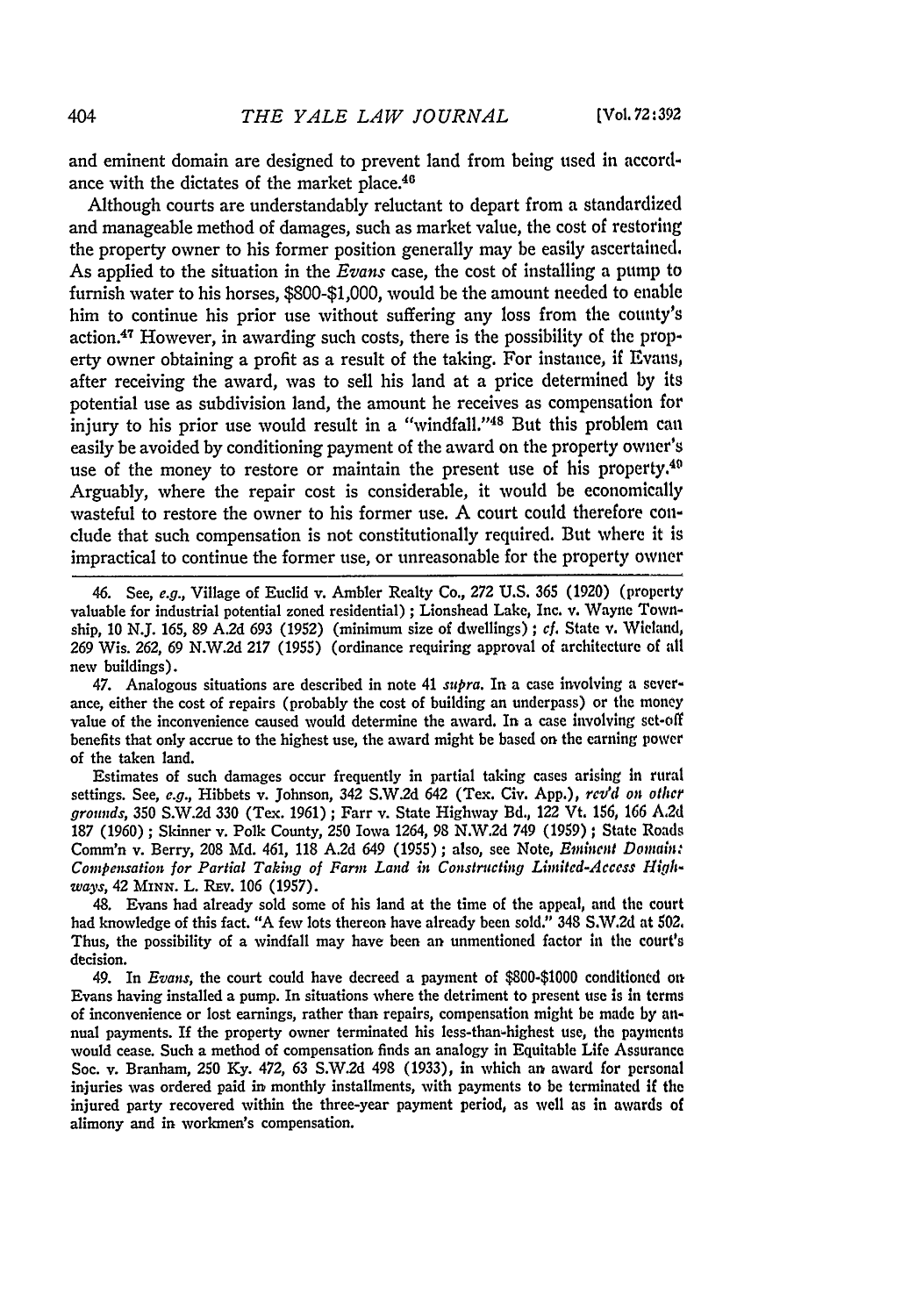and eminent domain are designed to prevent land from being used in accordance with the dictates of the market place.[46]

Although courts are understandably reluctant to depart from a standardized and manageable method of damages, such as market value, the cost of restoring the property owner to his former position generally may be easily ascertained. As applied to the situation in the *Evans* case, the cost of installing a pump to furnish water to his horses, $800-$1,000, would be the amount needed to enable him to continue his prior use without suffering any loss from the county's action.[47] However, in awarding such costs, there is the possibility of the property owner obtaining a profit as a result of the taking. For instance, if Evans, after receiving the award, was to sell his land at a price determined by its potential use as subdivision land, the amount he receives as compensation for injury to his prior use would result in a "windfall."[48] But this problem can easily be avoided by conditioning payment of the award on the property owner's use of the money to restore or maintain the present use of his property.[49] Arguably, where the repair cost is considerable, it would be economically wasteful to restore the owner to his former use. A court could therefore conclude that such compensation is not constitutionally required. But where it is impractical to continue the former use, or unreasonable for the property owner

---

46. See, *e.g.*, Village of Euclid v. Ambler Realty Co., 272 U.S. 365 (1920) (property valuable for industrial potential zoned residential); Lionshead Lake, Inc. v. Wayne Township, 10 N.J. 165, 89 A.2d 693 (1952) (minimum size of dwellings); *cf.* State v. Wieland, 269 Wis. 262, 69 N.W.2d 217 (1955) (ordinance requiring approval of architecture of all new buildings).

47. Analogous situations are described in note 41 *supra*. In a case involving a severance, either the cost of repairs (probably the cost of building an underpass) or the money value of the inconvenience caused would determine the award. In a case involving set-off benefits that only accrue to the highest use, the award might be based on the earning power of the taken land.

Estimates of such damages occur frequently in partial taking cases arising in rural settings. See, *e.g.*, Hibbets v. Johnson, 342 S.W.2d 642 (Tex. Civ. App.), *rev'd on other grounds*, 350 S.W.2d 330 (Tex. 1961); Farr v. State Highway Bd., 122 Vt. 156, 166 A.2d 187 (1960); Skinner v. Polk County, 250 Iowa 1264, 98 N.W.2d 749 (1959); State Roads Comm'n v. Berry, 208 Md. 461, 118 A.2d 649 (1955); also, see Note, *Eminent Domain: Compensation for Partial Taking of Farm Land in Constructing Limited-Access Highways*, 42 MINN. L. REV. 106 (1957).

48. Evans had already sold some of his land at the time of the appeal, and the court had knowledge of this fact. "A few lots thereon have already been sold." 348 S.W.2d at 502. Thus, the possibility of a windfall may have been an unmentioned factor in the court's decision.

49. In *Evans*, the court could have decreed a payment of $800-$1000 conditioned on Evans having installed a pump. In situations where the detriment to present use is in terms of inconvenience or lost earnings, rather than repairs, compensation might be made by annual payments. If the property owner terminated his less-than-highest use, the payments would cease. Such a method of compensation finds an analogy in Equitable Life Assurance Soc. v. Branham, 250 Ky. 472, 63 S.W.2d 498 (1933), in which an award for personal injuries was ordered paid in monthly installments, with payments to be terminated if the injured party recovered within the three-year payment period, as well as in awards of alimony and in workmen's compensation.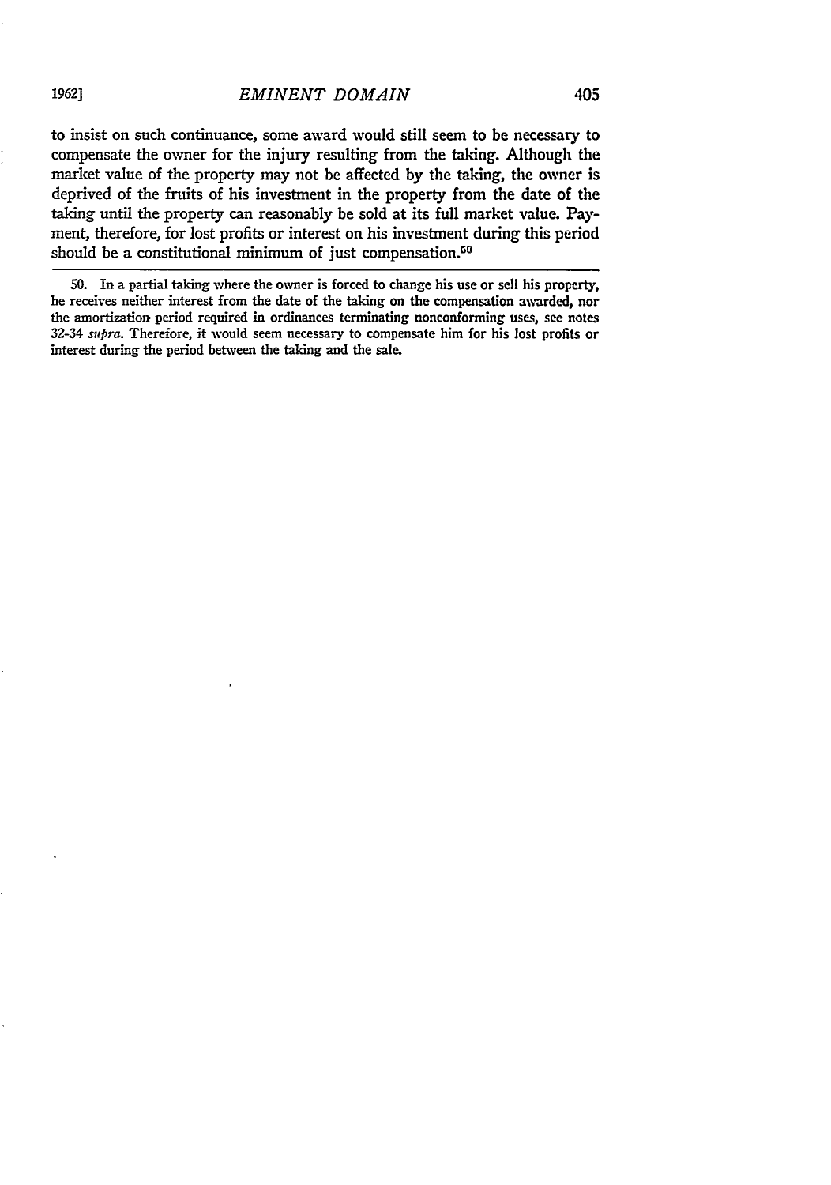to insist on such continuance, some award would still seem to be necessary to compensate the owner for the injury resulting from the taking. Although the market value of the property may not be affected by the taking, the owner is deprived of the fruits of his investment in the property from the date of the taking until the property can reasonably be sold at its full market value. Payment, therefore, for lost profits or interest on his investment during this period should be a constitutional minimum of just compensation.[50]

---

50. In a partial taking where the owner is forced to change his use or sell his property, he receives neither interest from the date of the taking on the compensation awarded, nor the amortization period required in ordinances terminating nonconforming uses, see notes 32-34 *supra*. Therefore, it would seem necessary to compensate him for his lost profits or interest during the period between the taking and the sale.